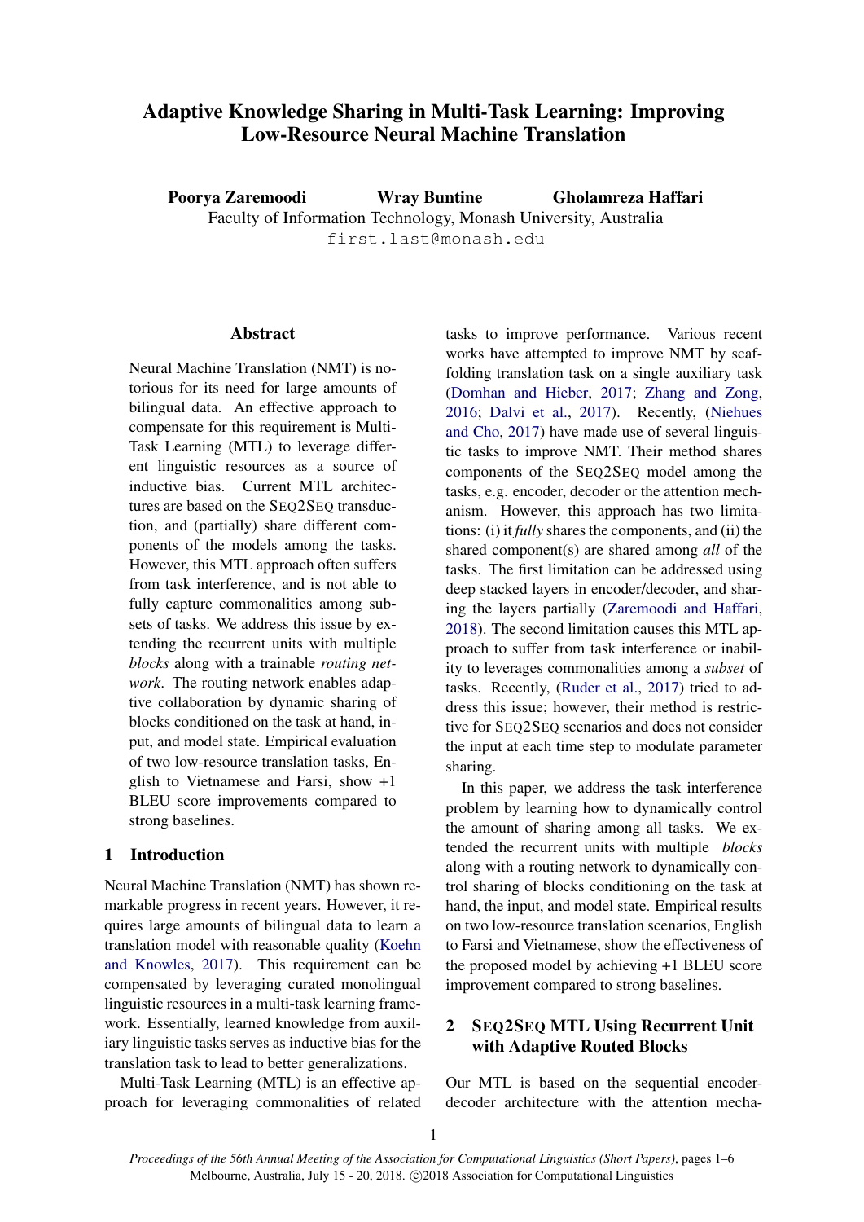# Adaptive Knowledge Sharing in Multi-Task Learning: Improving Low-Resource Neural Machine Translation

**Poorya Zaremoodi** **Wray Buntine** **Gholamreza Haffari**

Faculty of Information Technology, Monash University, Australia

first.last@monash.edu

## Abstract

Neural Machine Translation (NMT) is notorious for its need for large amounts of bilingual data. An effective approach to compensate for this requirement is Multi-Task Learning (MTL) to leverage different linguistic resources as a source of inductive bias. Current MTL architectures are based on the SEQ2SEQ transduction, and (partially) share different components of the models among the tasks. However, this MTL approach often suffers from task interference, and is not able to fully capture commonalities among subsets of tasks. We address this issue by extending the recurrent units with multiple *blocks* along with a trainable *routing network*. The routing network enables adaptive collaboration by dynamic sharing of blocks conditioned on the task at hand, input, and model state. Empirical evaluation of two low-resource translation tasks, English to Vietnamese and Farsi, show +1 BLEU score improvements compared to strong baselines.

## 1 Introduction

Neural Machine Translation (NMT) has shown remarkable progress in recent years. However, it requires large amounts of bilingual data to learn a translation model with reasonable quality (Koehn and Knowles, 2017). This requirement can be compensated by leveraging curated monolingual linguistic resources in a multi-task learning framework. Essentially, learned knowledge from auxiliary linguistic tasks serves as inductive bias for the translation task to lead to better generalizations.

Multi-Task Learning (MTL) is an effective approach for leveraging commonalities of related tasks to improve performance. Various recent works have attempted to improve NMT by scaffolding translation task on a single auxiliary task (Domhan and Hieber, 2017; Zhang and Zong, 2016; Dalvi et al., 2017). Recently, (Niehues and Cho, 2017) have made use of several linguistic tasks to improve NMT. Their method shares components of the SEQ2SEQ model among the tasks, e.g. encoder, decoder or the attention mechanism. However, this approach has two limitations: (i) it *fully* shares the components, and (ii) the shared component(s) are shared among *all* of the tasks. The first limitation can be addressed using deep stacked layers in encoder/decoder, and sharing the layers partially (Zaremoodi and Haffari, 2018). The second limitation causes this MTL approach to suffer from task interference or inability to leverages commonalities among a *subset* of tasks. Recently, (Ruder et al., 2017) tried to address this issue; however, their method is restrictive for SEQ2SEQ scenarios and does not consider the input at each time step to modulate parameter sharing.

In this paper, we address the task interference problem by learning how to dynamically control the amount of sharing among all tasks. We extended the recurrent units with multiple *blocks* along with a routing network to dynamically control sharing of blocks conditioning on the task at hand, the input, and model state. Empirical results on two low-resource translation scenarios, English to Farsi and Vietnamese, show the effectiveness of the proposed model by achieving +1 BLEU score improvement compared to strong baselines.

## 2 SEQ2SEQ MTL Using Recurrent Unit with Adaptive Routed Blocks

Our MTL is based on the sequential encoder-decoder architecture with the attention mecha-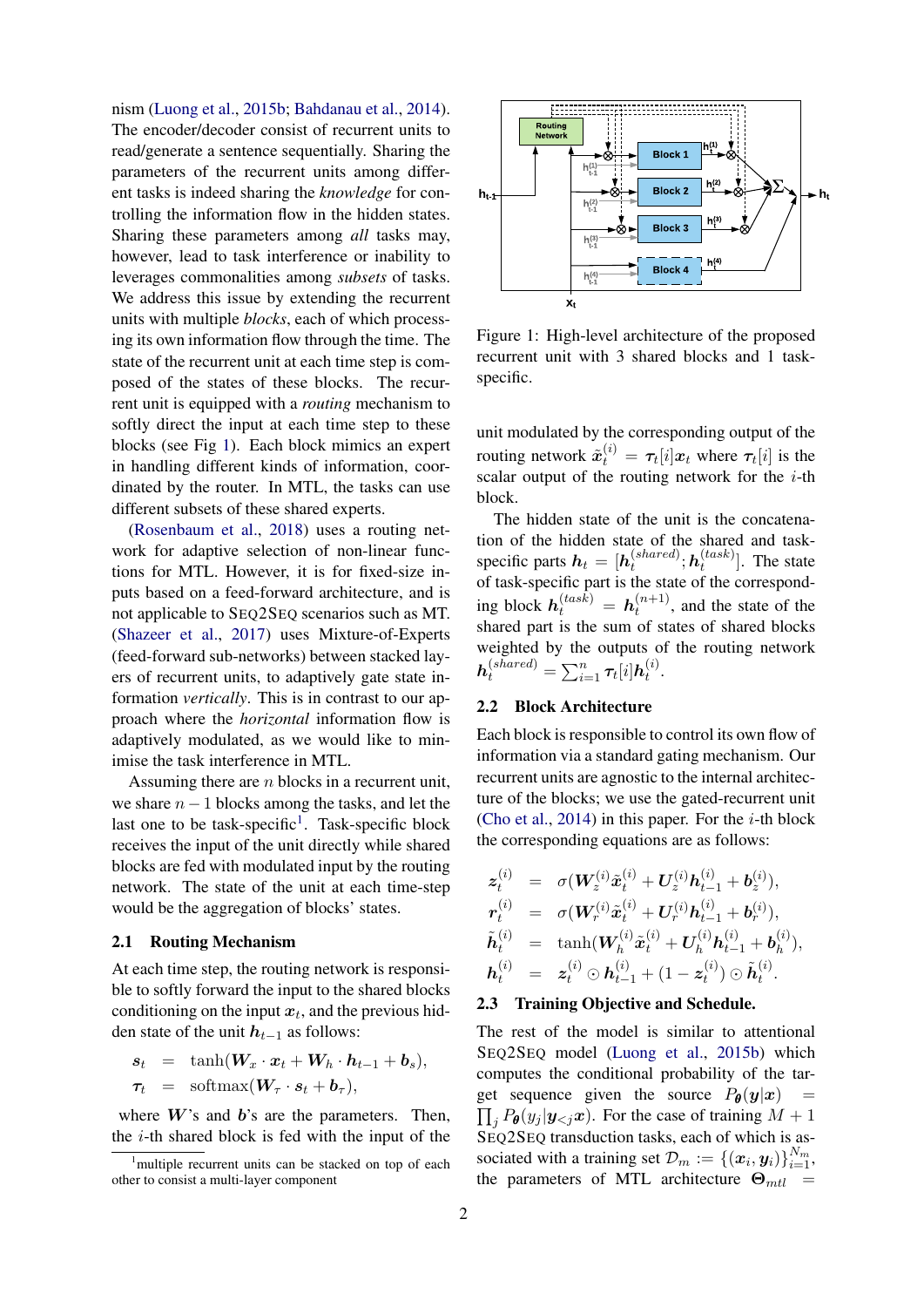nism (Luong et al., 2015b; Bahdanau et al., 2014). The encoder/decoder consist of recurrent units to read/generate a sentence sequentially. Sharing the parameters of the recurrent units among different tasks is indeed sharing the *knowledge* for controlling the information flow in the hidden states. Sharing these parameters among *all* tasks may, however, lead to task interference or inability to leverages commonalities among *subsets* of tasks. We address this issue by extending the recurrent units with multiple *blocks*, each of which processing its own information flow through the time. The state of the recurrent unit at each time step is composed of the states of these blocks. The recurrent unit is equipped with a *routing* mechanism to softly direct the input at each time step to these blocks (see Fig 1). Each block mimics an expert in handling different kinds of information, coordinated by the router. In MTL, the tasks can use different subsets of these shared experts.

(Rosenbaum et al., 2018) uses a routing network for adaptive selection of non-linear functions for MTL. However, it is for fixed-size inputs based on a feed-forward architecture, and is not applicable to SEQ2SEQ scenarios such as MT. (Shazeer et al., 2017) uses Mixture-of-Experts (feed-forward sub-networks) between stacked layers of recurrent units, to adaptively gate state information *vertically*. This is in contrast to our approach where the *horizontal* information flow is adaptively modulated, as we would like to minimise the task interference in MTL.

Assuming there are $n$ blocks in a recurrent unit, we share $n-1$ blocks among the tasks, and let the last one to be task-specific[1]. Task-specific block receives the input of the unit directly while shared blocks are fed with modulated input by the routing network. The state of the unit at each time-step would be the aggregation of blocks' states.

Routing Network

$h_{t-1}$

$h_t$

$x_t$

Block 1

Block 2

Block 3

Block 4

$h^{(1)}_{t-1}$ $h^{(2)}_{t-1}$ $h^{(3)}_{t-1}$ $h^{(4)}_{t-1}$

$h^{(1)}_t$ $h^{(2)}_t$ $h^{(3)}_t$ $h^{(4)}_t$

$\Sigma$

Figure 1: High-level architecture of the proposed recurrent unit with 3 shared blocks and 1 task-specific.

## 2.1 Routing Mechanism

At each time step, the routing network is responsible to softly forward the input to the shared blocks conditioning on the input $\boldsymbol{x}_t$, and the previous hidden state of the unit $\boldsymbol{h}_{t-1}$ as follows:

$$\boldsymbol{s}_t = \tanh(\boldsymbol{W}_x \cdot \boldsymbol{x}_t + \boldsymbol{W}_h \cdot \boldsymbol{h}_{t-1} + \boldsymbol{b}_s),$$
$$\boldsymbol{\tau}_t = \text{softmax}(\boldsymbol{W}_\tau \cdot \boldsymbol{s}_t + \boldsymbol{b}_\tau),$$

where $\boldsymbol{W}$'s and $\boldsymbol{b}$'s are the parameters. Then, the $i$-th shared block is fed with the input of the unit modulated by the corresponding output of the routing network $\tilde{\boldsymbol{x}}_t^{(i)} = \boldsymbol{\tau}_t[i]\boldsymbol{x}_t$ where $\boldsymbol{\tau}_t[i]$ is the scalar output of the routing network for the $i$-th block.

The hidden state of the unit is the concatenation of the hidden state of the shared and task-specific parts $\boldsymbol{h}_t = [\boldsymbol{h}_t^{(shared)}; \boldsymbol{h}_t^{(task)}]$. The state of task-specific part is the state of the corresponding block $\boldsymbol{h}_t^{(task)} = \boldsymbol{h}_t^{(n+1)}$, and the state of the shared part is the sum of states of shared blocks weighted by the outputs of the routing network $\boldsymbol{h}_t^{(shared)} = \sum_{i=1}^{n} \boldsymbol{\tau}_t[i]\boldsymbol{h}_t^{(i)}$.

## 2.2 Block Architecture

Each block is responsible to control its own flow of information via a standard gating mechanism. Our recurrent units are agnostic to the internal architecture of the blocks; we use the gated-recurrent unit (Cho et al., 2014) in this paper. For the $i$-th block the corresponding equations are as follows:

$$\boldsymbol{z}_t^{(i)} = \sigma(\boldsymbol{W}_z^{(i)}\tilde{\boldsymbol{x}}_t^{(i)} + \boldsymbol{U}_z^{(i)}\boldsymbol{h}_{t-1}^{(i)} + \boldsymbol{b}_z^{(i)}),$$
$$\boldsymbol{r}_t^{(i)} = \sigma(\boldsymbol{W}_r^{(i)}\tilde{\boldsymbol{x}}_t^{(i)} + \boldsymbol{U}_r^{(i)}\boldsymbol{h}_{t-1}^{(i)} + \boldsymbol{b}_r^{(i)}),$$
$$\tilde{\boldsymbol{h}}_t^{(i)} = \tanh(\boldsymbol{W}_h^{(i)}\tilde{\boldsymbol{x}}_t^{(i)} + \boldsymbol{U}_h^{(i)}\boldsymbol{h}_{t-1}^{(i)} + \boldsymbol{b}_h^{(i)}),$$
$$\boldsymbol{h}_t^{(i)} = \boldsymbol{z}_t^{(i)} \odot \boldsymbol{h}_{t-1}^{(i)} + (1 - \boldsymbol{z}_t^{(i)}) \odot \tilde{\boldsymbol{h}}_t^{(i)}.$$

## 2.3 Training Objective and Schedule.

The rest of the model is similar to attentional SEQ2SEQ model (Luong et al., 2015b) which computes the conditional probability of the target sequence given the source $P_{\boldsymbol{\theta}}(\boldsymbol{y}|\boldsymbol{x}) = \prod_j P_{\boldsymbol{\theta}}(y_j|\boldsymbol{y}_{<j}\boldsymbol{x})$. For the case of training $M+1$ SEQ2SEQ transduction tasks, each of which is associated with a training set $\mathcal{D}_m := \{(\boldsymbol{x}_i, \boldsymbol{y}_i)\}_{i=1}^{N_m}$, the parameters of MTL architecture $\boldsymbol{\Theta}_{mtl} =$

[1] multiple recurrent units can be stacked on top of each other to consist a multi-layer component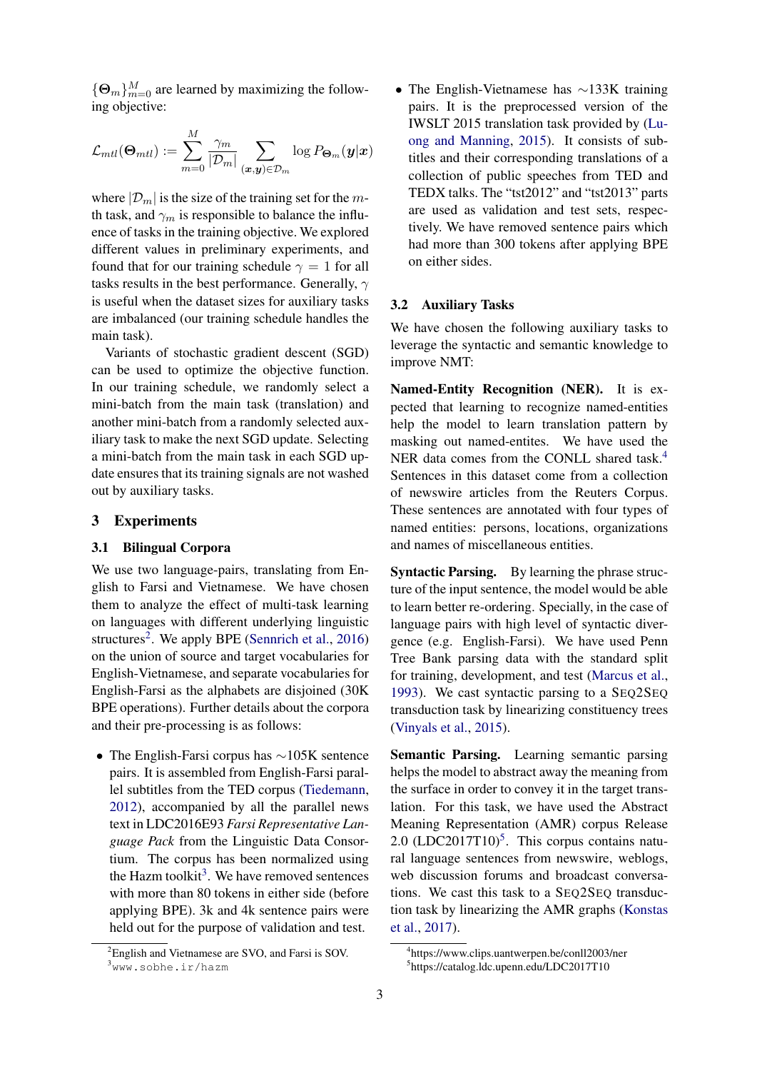$\{\Theta_m\}_{m=0}^{M}$ are learned by maximizing the following objective:

$$\mathcal{L}_{mtl}(\Theta_{mtl}) := \sum_{m=0}^{M} \frac{\gamma_m}{|\mathcal{D}_m|} \sum_{(\boldsymbol{x},\boldsymbol{y}) \in \mathcal{D}_m} \log P_{\Theta_m}(\boldsymbol{y}|\boldsymbol{x})$$

where $|\mathcal{D}_m|$ is the size of the training set for the $m$-th task, and $\gamma_m$ is responsible to balance the influence of tasks in the training objective. We explored different values in preliminary experiments, and found that for our training schedule $\gamma = 1$ for all tasks results in the best performance. Generally, $\gamma$ is useful when the dataset sizes for auxiliary tasks are imbalanced (our training schedule handles the main task).

Variants of stochastic gradient descent (SGD) can be used to optimize the objective function. In our training schedule, we randomly select a mini-batch from the main task (translation) and another mini-batch from a randomly selected auxiliary task to make the next SGD update. Selecting a mini-batch from the main task in each SGD update ensures that its training signals are not washed out by auxiliary tasks.

## 3 Experiments

### 3.1 Bilingual Corpora

We use two language-pairs, translating from English to Farsi and Vietnamese. We have chosen them to analyze the effect of multi-task learning on languages with different underlying linguistic structures[2]. We apply BPE (Sennrich et al., 2016) on the union of source and target vocabularies for English-Vietnamese, and separate vocabularies for English-Farsi as the alphabets are disjoined (30K BPE operations). Further details about the corpora and their pre-processing is as follows:

- The English-Farsi corpus has ∼105K sentence pairs. It is assembled from English-Farsi parallel subtitles from the TED corpus (Tiedemann, 2012), accompanied by all the parallel news text in LDC2016E93 *Farsi Representative Language Pack* from the Linguistic Data Consortium. The corpus has been normalized using the Hazm toolkit[3]. We have removed sentences with more than 80 tokens in either side (before applying BPE). 3k and 4k sentence pairs were held out for the purpose of validation and test.
- The English-Vietnamese has ∼133K training pairs. It is the preprocessed version of the IWSLT 2015 translation task provided by (Luong and Manning, 2015). It consists of subtitles and their corresponding translations of a collection of public speeches from TED and TEDX talks. The "tst2012" and "tst2013" parts are used as validation and test sets, respectively. We have removed sentence pairs which had more than 300 tokens after applying BPE on either sides.

### 3.2 Auxiliary Tasks

We have chosen the following auxiliary tasks to leverage the syntactic and semantic knowledge to improve NMT:

**Named-Entity Recognition (NER).** It is expected that learning to recognize named-entities help the model to learn translation pattern by masking out named-entites. We have used the NER data comes from the CONLL shared task.[4] Sentences in this dataset come from a collection of newswire articles from the Reuters Corpus. These sentences are annotated with four types of named entities: persons, locations, organizations and names of miscellaneous entities.

**Syntactic Parsing.** By learning the phrase structure of the input sentence, the model would be able to learn better re-ordering. Specially, in the case of language pairs with high level of syntactic divergence (e.g. English-Farsi). We have used Penn Tree Bank parsing data with the standard split for training, development, and test (Marcus et al., 1993). We cast syntactic parsing to a SEQ2SEQ transduction task by linearizing constituency trees (Vinyals et al., 2015).

**Semantic Parsing.** Learning semantic parsing helps the model to abstract away the meaning from the surface in order to convey it in the target translation. For this task, we have used the Abstract Meaning Representation (AMR) corpus Release 2.0 (LDC2017T10)[5]. This corpus contains natural language sentences from newswire, weblogs, web discussion forums and broadcast conversations. We cast this task to a SEQ2SEQ transduction task by linearizing the AMR graphs (Konstas et al., 2017).

[2] English and Vietnamese are SVO, and Farsi is SOV.

[3] `www.sobhe.ir/hazm`

[4] https://www.clips.uantwerpen.be/conll2003/ner

[5] https://catalog.ldc.upenn.edu/LDC2017T10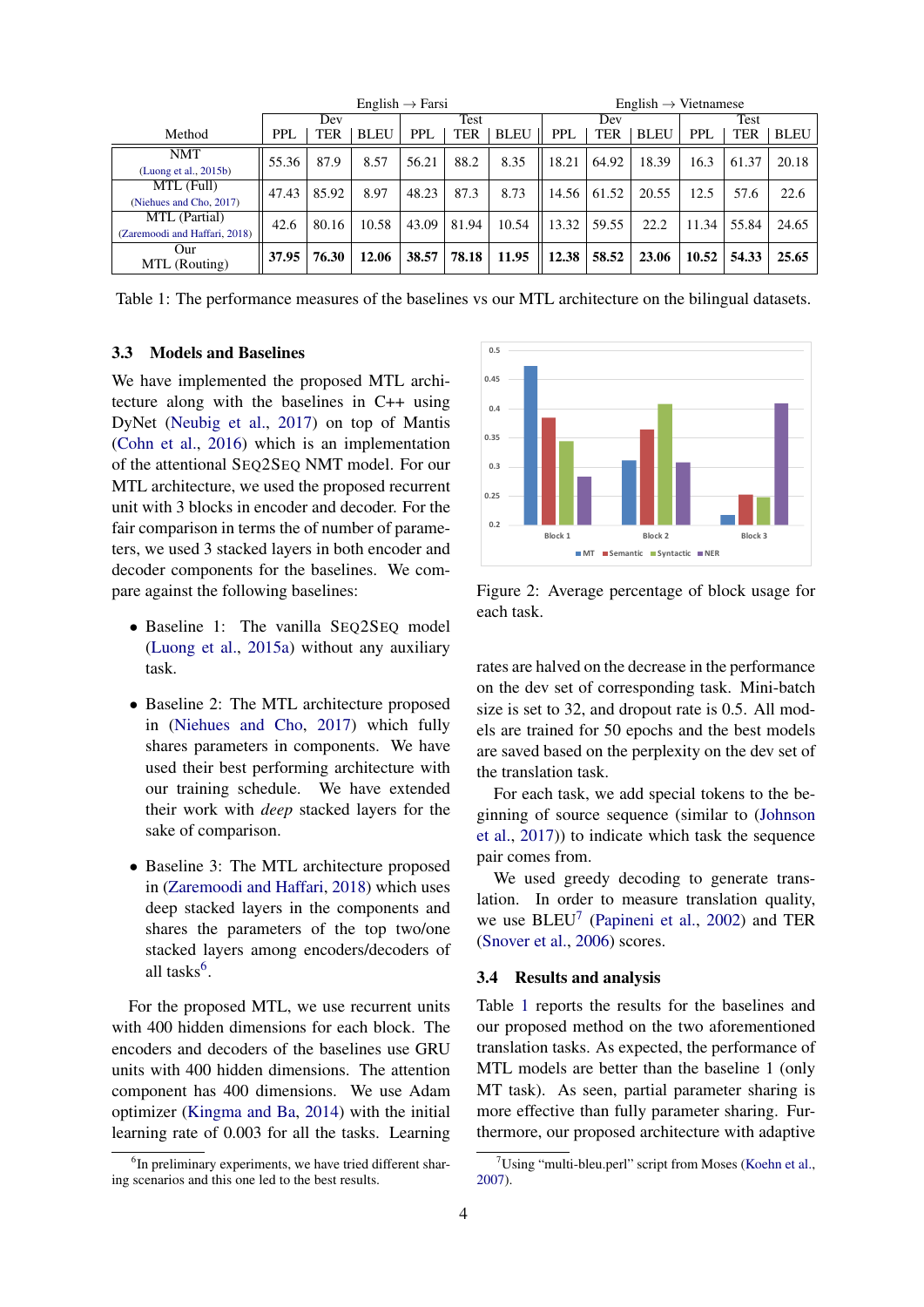| Method | English → Farsi | | | | | | English → Vietnamese | | | | | |
|---|---|---|---|---|---|---|---|---|---|---|---|---|
| | Dev | | | Test | | | Dev | | | Test | | |
| | PPL | TER | BLEU | PPL | TER | BLEU | PPL | TER | BLEU | PPL | TER | BLEU |
| NMT (Luong et al., 2015b) | 55.36 | 87.9 | 8.57 | 56.21 | 88.2 | 8.35 | 18.21 | 64.92 | 18.39 | 16.3 | 61.37 | 20.18 |
| MTL (Full) (Niehues and Cho, 2017) | 47.43 | 85.92 | 8.97 | 48.23 | 87.3 | 8.73 | 14.56 | 61.52 | 20.55 | 12.5 | 57.6 | 22.6 |
| MTL (Partial) (Zaremoodi and Haffari, 2018) | 42.6 | 80.16 | 10.58 | 43.09 | 81.94 | 10.54 | 13.32 | 59.55 | 22.2 | 11.34 | 55.84 | 24.65 |
| Our MTL (Routing) | **37.95** | **76.30** | **12.06** | **38.57** | **78.18** | **11.95** | **12.38** | **58.52** | **23.06** | **10.52** | **54.33** | **25.65** |

Table 1: The performance measures of the baselines vs our MTL architecture on the bilingual datasets.

### 3.3 Models and Baselines

We have implemented the proposed MTL architecture along with the baselines in C++ using DyNet (Neubig et al., 2017) on top of Mantis (Cohn et al., 2016) which is an implementation of the attentional SEQ2SEQ NMT model. For our MTL architecture, we used the proposed recurrent unit with 3 blocks in encoder and decoder. For the fair comparison in terms the of number of parameters, we used 3 stacked layers in both encoder and decoder components for the baselines. We compare against the following baselines:

- Baseline 1: The vanilla SEQ2SEQ model (Luong et al., 2015a) without any auxiliary task.
- Baseline 2: The MTL architecture proposed in (Niehues and Cho, 2017) which fully shares parameters in components. We have used their best performing architecture with our training schedule. We have extended their work with *deep* stacked layers for the sake of comparison.
- Baseline 3: The MTL architecture proposed in (Zaremoodi and Haffari, 2018) which uses deep stacked layers in the components and shares the parameters of the top two/one stacked layers among encoders/decoders of all tasks[6].

For the proposed MTL, we use recurrent units with 400 hidden dimensions for each block. The encoders and decoders of the baselines use GRU units with 400 hidden dimensions. The attention component has 400 dimensions. We use Adam optimizer (Kingma and Ba, 2014) with the initial learning rate of 0.003 for all the tasks. Learning rates are halved on the decrease in the performance on the dev set of corresponding task. Mini-batch size is set to 32, and dropout rate is 0.5. All models are trained for 50 epochs and the best models are saved based on the perplexity on the dev set of the translation task.

0.5
0.45
0.4
0.35
0.3
0.25
0.2
Block 1
Block 2
Block 3
MT
Semantic
Syntactic
NER

Figure 2: Average percentage of block usage for each task.

For each task, we add special tokens to the beginning of source sequence (similar to (Johnson et al., 2017)) to indicate which task the sequence pair comes from.

We used greedy decoding to generate translation. In order to measure translation quality, we use BLEU[7] (Papineni et al., 2002) and TER (Snover et al., 2006) scores.

### 3.4 Results and analysis

Table 1 reports the results for the baselines and our proposed method on the two aforementioned translation tasks. As expected, the performance of MTL models are better than the baseline 1 (only MT task). As seen, partial parameter sharing is more effective than fully parameter sharing. Furthermore, our proposed architecture with adaptive

[6] In preliminary experiments, we have tried different sharing scenarios and this one led to the best results.

[7] Using "multi-bleu.perl" script from Moses (Koehn et al., 2007).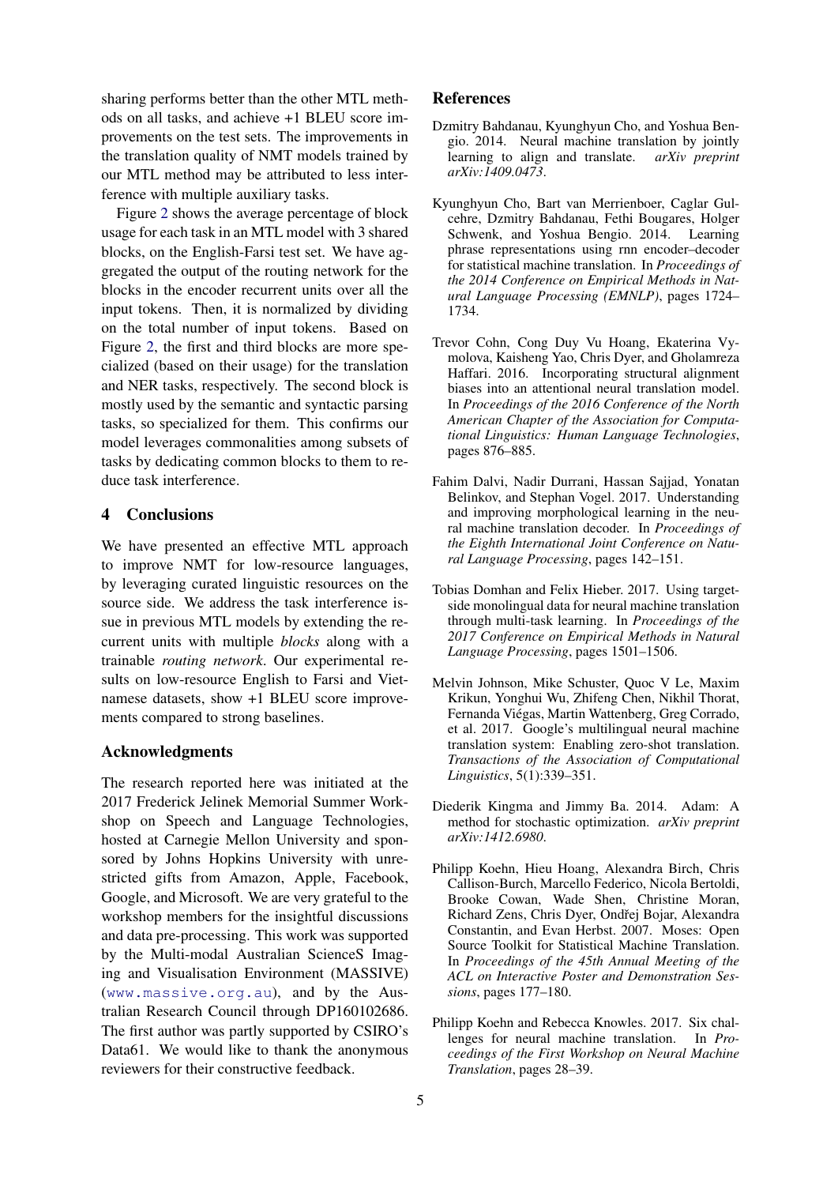sharing performs better than the other MTL methods on all tasks, and achieve +1 BLEU score improvements on the test sets. The improvements in the translation quality of NMT models trained by our MTL method may be attributed to less interference with multiple auxiliary tasks.

Figure 2 shows the average percentage of block usage for each task in an MTL model with 3 shared blocks, on the English-Farsi test set. We have aggregated the output of the routing network for the blocks in the encoder recurrent units over all the input tokens. Then, it is normalized by dividing on the total number of input tokens. Based on Figure 2, the first and third blocks are more specialized (based on their usage) for the translation and NER tasks, respectively. The second block is mostly used by the semantic and syntactic parsing tasks, so specialized for them. This confirms our model leverages commonalities among subsets of tasks by dedicating common blocks to them to reduce task interference.

## 4 Conclusions

We have presented an effective MTL approach to improve NMT for low-resource languages, by leveraging curated linguistic resources on the source side. We address the task interference issue in previous MTL models by extending the recurrent units with multiple *blocks* along with a trainable *routing network*. Our experimental results on low-resource English to Farsi and Vietnamese datasets, show +1 BLEU score improvements compared to strong baselines.

## Acknowledgments

The research reported here was initiated at the 2017 Frederick Jelinek Memorial Summer Workshop on Speech and Language Technologies, hosted at Carnegie Mellon University and sponsored by Johns Hopkins University with unrestricted gifts from Amazon, Apple, Facebook, Google, and Microsoft. We are very grateful to the workshop members for the insightful discussions and data pre-processing. This work was supported by the Multi-modal Australian ScienceS Imaging and Visualisation Environment (MASSIVE) (www.massive.org.au), and by the Australian Research Council through DP160102686. The first author was partly supported by CSIRO's Data61. We would like to thank the anonymous reviewers for their constructive feedback.

## References

Dzmitry Bahdanau, Kyunghyun Cho, and Yoshua Bengio. 2014. Neural machine translation by jointly learning to align and translate. *arXiv preprint arXiv:1409.0473*.

Kyunghyun Cho, Bart van Merrienboer, Caglar Gulcehre, Dzmitry Bahdanau, Fethi Bougares, Holger Schwenk, and Yoshua Bengio. 2014. Learning phrase representations using rnn encoder–decoder for statistical machine translation. In *Proceedings of the 2014 Conference on Empirical Methods in Natural Language Processing (EMNLP)*, pages 1724–1734.

Trevor Cohn, Cong Duy Vu Hoang, Ekaterina Vymolova, Kaisheng Yao, Chris Dyer, and Gholamreza Haffari. 2016. Incorporating structural alignment biases into an attentional neural translation model. In *Proceedings of the 2016 Conference of the North American Chapter of the Association for Computational Linguistics: Human Language Technologies*, pages 876–885.

Fahim Dalvi, Nadir Durrani, Hassan Sajjad, Yonatan Belinkov, and Stephan Vogel. 2017. Understanding and improving morphological learning in the neural machine translation decoder. In *Proceedings of the Eighth International Joint Conference on Natural Language Processing*, pages 142–151.

Tobias Domhan and Felix Hieber. 2017. Using target-side monolingual data for neural machine translation through multi-task learning. In *Proceedings of the 2017 Conference on Empirical Methods in Natural Language Processing*, pages 1501–1506.

Melvin Johnson, Mike Schuster, Quoc V Le, Maxim Krikun, Yonghui Wu, Zhifeng Chen, Nikhil Thorat, Fernanda Viégas, Martin Wattenberg, Greg Corrado, et al. 2017. Google's multilingual neural machine translation system: Enabling zero-shot translation. *Transactions of the Association of Computational Linguistics*, 5(1):339–351.

Diederik Kingma and Jimmy Ba. 2014. Adam: A method for stochastic optimization. *arXiv preprint arXiv:1412.6980*.

Philipp Koehn, Hieu Hoang, Alexandra Birch, Chris Callison-Burch, Marcello Federico, Nicola Bertoldi, Brooke Cowan, Wade Shen, Christine Moran, Richard Zens, Chris Dyer, Ondřej Bojar, Alexandra Constantin, and Evan Herbst. 2007. Moses: Open Source Toolkit for Statistical Machine Translation. In *Proceedings of the 45th Annual Meeting of the ACL on Interactive Poster and Demonstration Sessions*, pages 177–180.

Philipp Koehn and Rebecca Knowles. 2017. Six challenges for neural machine translation. In *Proceedings of the First Workshop on Neural Machine Translation*, pages 28–39.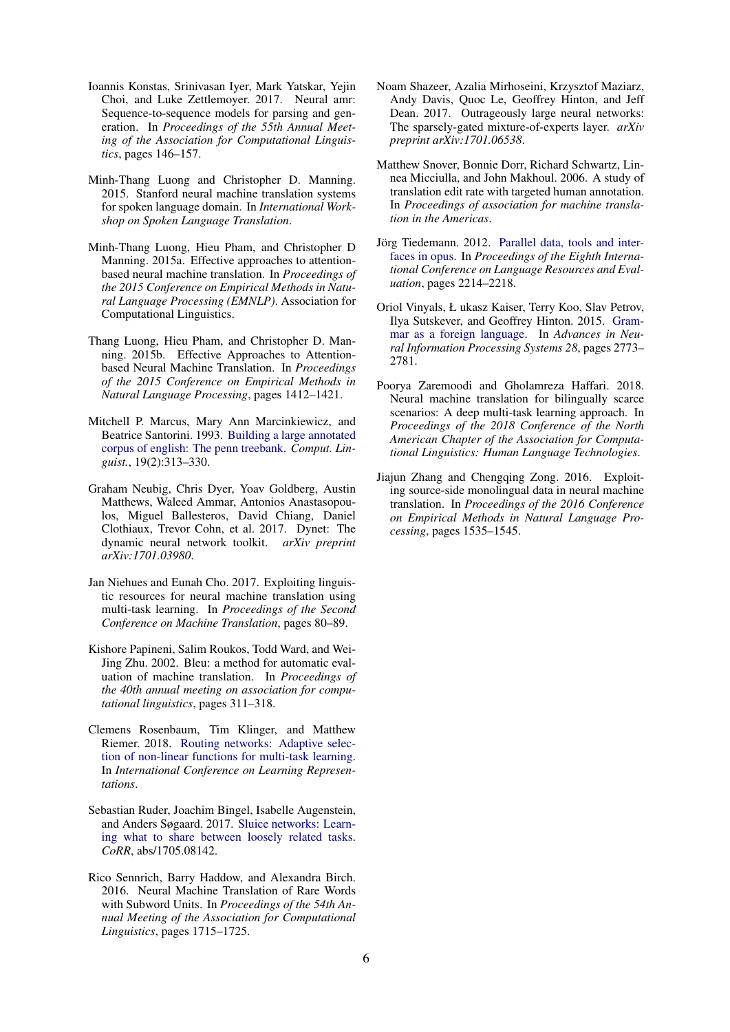Ioannis Konstas, Srinivasan Iyer, Mark Yatskar, Yejin Choi, and Luke Zettlemoyer. 2017. Neural amr: Sequence-to-sequence models for parsing and generation. In *Proceedings of the 55th Annual Meeting of the Association for Computational Linguistics*, pages 146–157.

Minh-Thang Luong and Christopher D. Manning. 2015. Stanford neural machine translation systems for spoken language domain. In *International Workshop on Spoken Language Translation*.

Minh-Thang Luong, Hieu Pham, and Christopher D Manning. 2015a. Effective approaches to attention-based neural machine translation. In *Proceedings of the 2015 Conference on Empirical Methods in Natural Language Processing (EMNLP)*. Association for Computational Linguistics.

Thang Luong, Hieu Pham, and Christopher D. Manning. 2015b. Effective Approaches to Attention-based Neural Machine Translation. In *Proceedings of the 2015 Conference on Empirical Methods in Natural Language Processing*, pages 1412–1421.

Mitchell P. Marcus, Mary Ann Marcinkiewicz, and Beatrice Santorini. 1993. Building a large annotated corpus of english: The penn treebank. *Comput. Linguist.*, 19(2):313–330.

Graham Neubig, Chris Dyer, Yoav Goldberg, Austin Matthews, Waleed Ammar, Antonios Anastasopoulos, Miguel Ballesteros, David Chiang, Daniel Clothiaux, Trevor Cohn, et al. 2017. Dynet: The dynamic neural network toolkit. *arXiv preprint arXiv:1701.03980*.

Jan Niehues and Eunah Cho. 2017. Exploiting linguistic resources for neural machine translation using multi-task learning. In *Proceedings of the Second Conference on Machine Translation*, pages 80–89.

Kishore Papineni, Salim Roukos, Todd Ward, and Wei-Jing Zhu. 2002. Bleu: a method for automatic evaluation of machine translation. In *Proceedings of the 40th annual meeting on association for computational linguistics*, pages 311–318.

Clemens Rosenbaum, Tim Klinger, and Matthew Riemer. 2018. Routing networks: Adaptive selection of non-linear functions for multi-task learning. In *International Conference on Learning Representations*.

Sebastian Ruder, Joachim Bingel, Isabelle Augenstein, and Anders Søgaard. 2017. Sluice networks: Learning what to share between loosely related tasks. *CoRR*, abs/1705.08142.

Rico Sennrich, Barry Haddow, and Alexandra Birch. 2016. Neural Machine Translation of Rare Words with Subword Units. In *Proceedings of the 54th Annual Meeting of the Association for Computational Linguistics*, pages 1715–1725.

Noam Shazeer, Azalia Mirhoseini, Krzysztof Maziarz, Andy Davis, Quoc Le, Geoffrey Hinton, and Jeff Dean. 2017. Outrageously large neural networks: The sparsely-gated mixture-of-experts layer. *arXiv preprint arXiv:1701.06538*.

Matthew Snover, Bonnie Dorr, Richard Schwartz, Linnea Micciulla, and John Makhoul. 2006. A study of translation edit rate with targeted human annotation. In *Proceedings of association for machine translation in the Americas*.

Jörg Tiedemann. 2012. Parallel data, tools and interfaces in opus. In *Proceedings of the Eighth International Conference on Language Resources and Evaluation*, pages 2214–2218.

Oriol Vinyals, Ł ukasz Kaiser, Terry Koo, Slav Petrov, Ilya Sutskever, and Geoffrey Hinton. 2015. Grammar as a foreign language. In *Advances in Neural Information Processing Systems 28*, pages 2773–2781.

Poorya Zaremoodi and Gholamreza Haffari. 2018. Neural machine translation for bilingually scarce scenarios: A deep multi-task learning approach. In *Proceedings of the 2018 Conference of the North American Chapter of the Association for Computational Linguistics: Human Language Technologies*.

Jiajun Zhang and Chengqing Zong. 2016. Exploiting source-side monolingual data in neural machine translation. In *Proceedings of the 2016 Conference on Empirical Methods in Natural Language Processing*, pages 1535–1545.